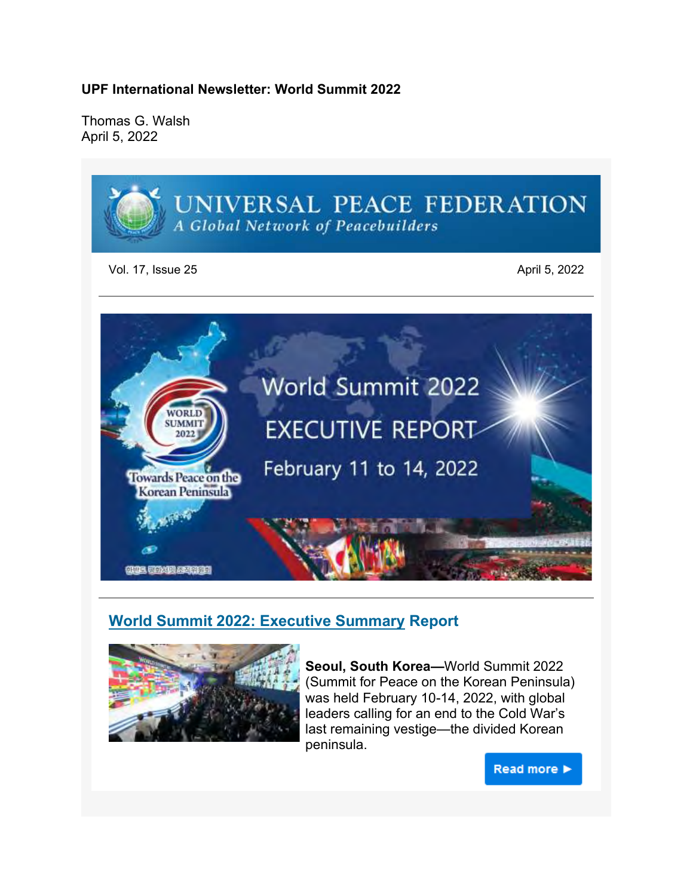**UPF International Newsletter: World Summit 2022**

Thomas G. Walsh
April 5, 2022

UNIVERSAL PEACE FEDERATION
*A Global Network of Peacebuilders*

Vol. 17, Issue 25 April 5, 2022

## World Summit 2022: Executive Summary Report

**Seoul, South Korea—**World Summit 2022 (Summit for Peace on the Korean Peninsula) was held February 10-14, 2022, with global leaders calling for an end to the Cold War's last remaining vestige—the divided Korean peninsula.

Read more ▶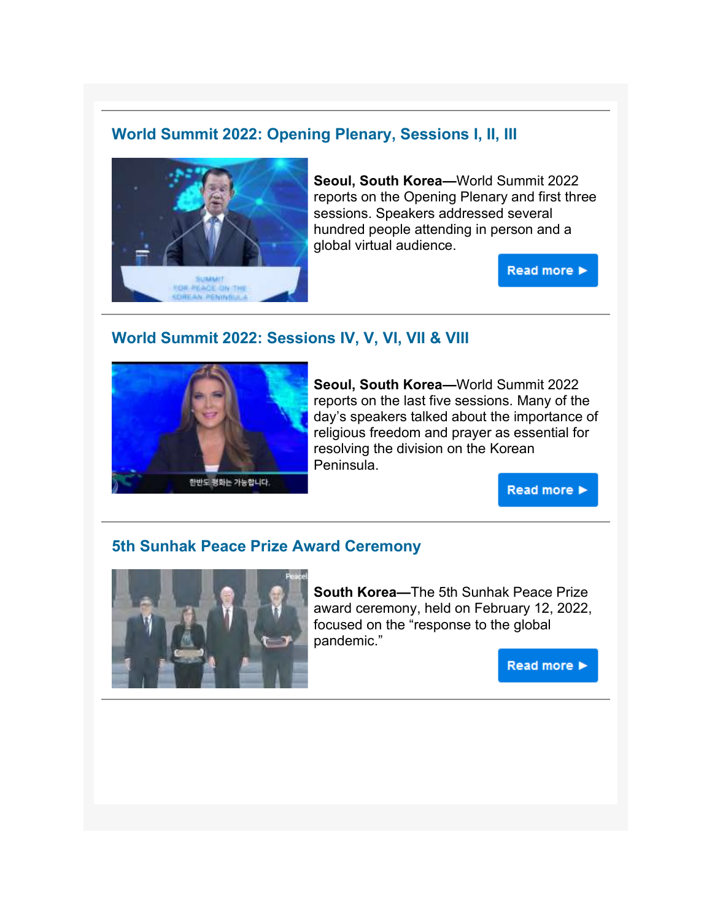## World Summit 2022: Opening Plenary, Sessions I, II, III

**Seoul, South Korea—**World Summit 2022 reports on the Opening Plenary and first three sessions. Speakers addressed several hundred people attending in person and a global virtual audience.

Read more ▶

## World Summit 2022: Sessions IV, V, VI, VII & VIII

**Seoul, South Korea—**World Summit 2022 reports on the last five sessions. Many of the day's speakers talked about the importance of religious freedom and prayer as essential for resolving the division on the Korean Peninsula.

Read more ▶

## 5th Sunhak Peace Prize Award Ceremony

**South Korea—**The 5th Sunhak Peace Prize award ceremony, held on February 12, 2022, focused on the "response to the global pandemic."

Read more ▶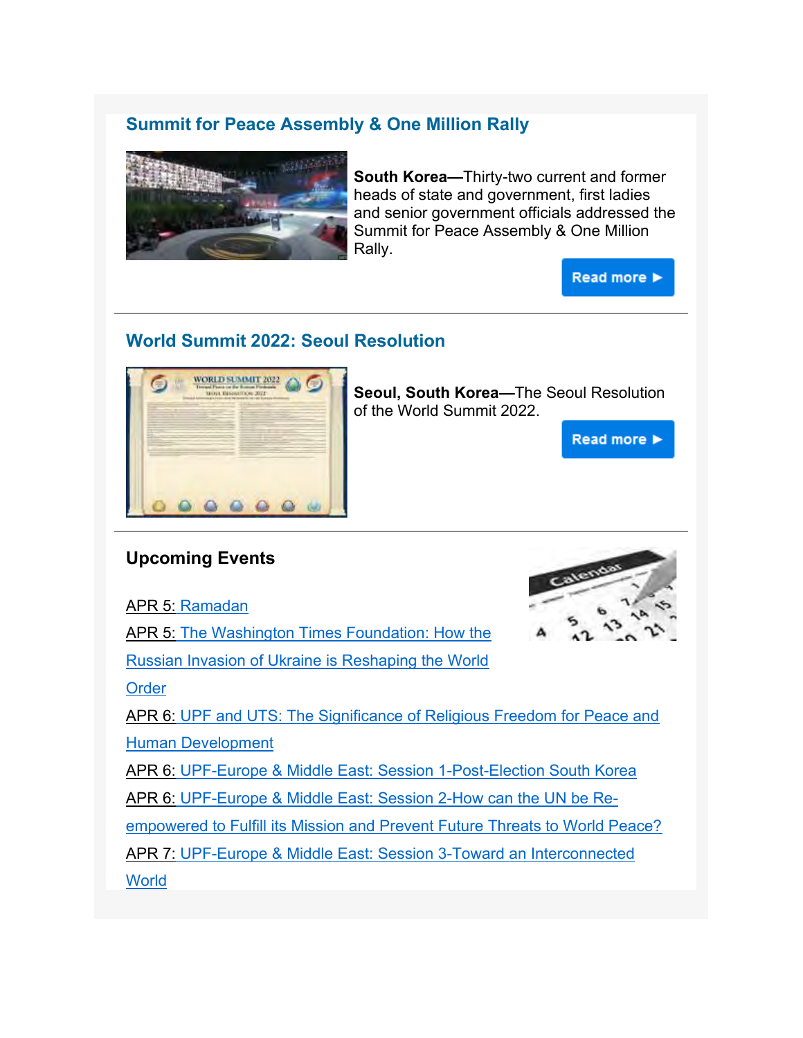## Summit for Peace Assembly & One Million Rally

**South Korea—**Thirty-two current and former heads of state and government, first ladies and senior government officials addressed the Summit for Peace Assembly & One Million Rally.

Read more ▶

---

## World Summit 2022: Seoul Resolution

**Seoul, South Korea—**The Seoul Resolution of the World Summit 2022.

Read more ▶

---

### Upcoming Events

APR 5: Ramadan
APR 5: The Washington Times Foundation: How the Russian Invasion of Ukraine is Reshaping the World Order
APR 6: UPF and UTS: The Significance of Religious Freedom for Peace and Human Development
APR 6: UPF-Europe & Middle East: Session 1-Post-Election South Korea
APR 6: UPF-Europe & Middle East: Session 2-How can the UN be Re-empowered to Fulfill its Mission and Prevent Future Threats to World Peace?
APR 7: UPF-Europe & Middle East: Session 3-Toward an Interconnected World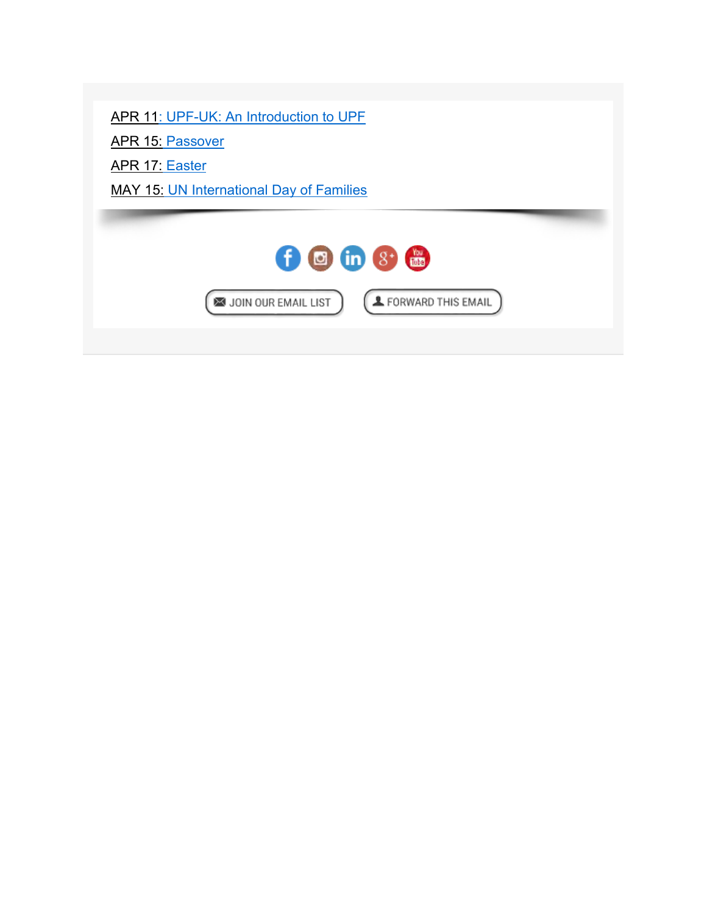APR 11: UPF-UK: An Introduction to UPF

APR 15: Passover

APR 17: Easter

MAY 15: UN International Day of Families

JOIN OUR EMAIL LIST

FORWARD THIS EMAIL